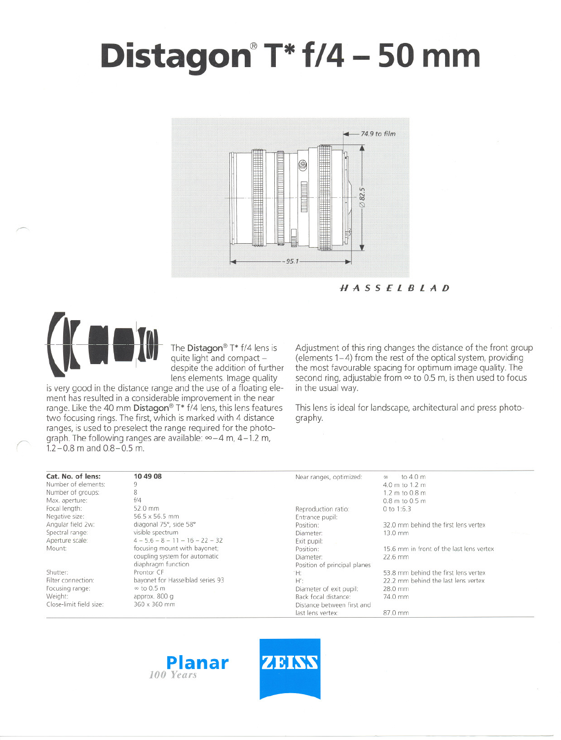# Distagon® T* f/4 – 50 mm

HASSELBLAD

The **Distagon®** T* f/4 lens is quite light and compact – despite the addition of further lens elements. Image quality is very good in the distance range and the use of a floating element has resulted in a considerable improvement in the near range. Like the 40 mm **Distagon®** T* f/4 lens, this lens features two focusing rings. The first, which is marked with 4 distance ranges, is used to preselect the range required for the photograph. The following ranges are available: ∞–4 m, 4–1.2 m, 1.2–0.8 m and 0.8–0.5 m.

Adjustment of this ring changes the distance of the front group (elements 1–4) from the rest of the optical system, providing the most favourable spacing for optimum image quality. The second ring, adjustable from ∞ to 0.5 m, is then used to focus in the usual way.

This lens is ideal for landscape, architectural and press photography.

| **Cat. No. of lens:** | **10 49 08** |
|---|---|
| Number of elements: | 9 |
| Number of groups: | 8 |
| Max. aperture: | f/4 |
| Focal length: | 52.0 mm |
| Negative size: | 56.5 x 56.5 mm |
| Angular field 2w: | diagonal 75°, side 58° |
| Spectral range: | visible spectrum |
| Aperture scale: | 4 – 5.6 – 8 – 11 – 16 – 22 – 32 |
| Mount: | focusing mount with bayonet; coupling system for automatic diaphragm function |
| Shutter: | Prontor CF |
| Filter connection: | bayonet for Hasselblad series 93 |
| Focusing range: | ∞ to 0.5 m |
| Weight: | approx. 800 g |
| Close-limit field size: | 360 x 360 mm |

| | |
|---|---|
| Near ranges, optimized: | ∞ to 4.0 m<br>4.0 m to 1.2 m<br>1.2 m to 0.8 m<br>0.8 m to 0.5 m |
| Reproduction ratio: | 0 to 1:6.3 |
| Entrance pupil: | |
| Position: | 32.0 mm behind the first lens vertex |
| Diameter: | 13.0 mm |
| Exit pupil: | |
| Position: | 15.6 mm in front of the last lens vertex |
| Diameter: | 22.6 mm |
| Position of principal planes | |
| H: | 53.8 mm behind the first lens vertex |
| H': | 22.2 mm behind the last lens vertex |
| Diameter of exit pupil: | 28.0 mm |
| Back focal distance: | 74.0 mm |
| Distance between first and last lens vertex: | 87.0 mm |

Planar
100 Years

ZEISS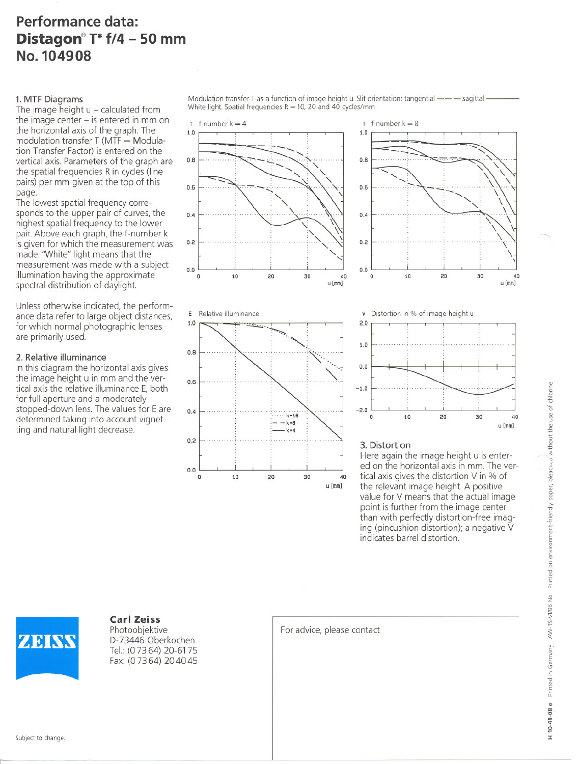# Performance data: Distagon® T* f/4 – 50 mm No. 104908

## 1. MTF Diagrams

The image height u – calculated from the image center – is entered in mm on the horizontal axis of the graph. The modulation transfer T (MTF = Modulation Transfer Factor) is entered on the vertical axis. Parameters of the graph are the spatial frequencies R in cycles (line pairs) per mm given at the top of this page.

The lowest spatial frequency corresponds to the upper pair of curves, the highest spatial frequency to the lower pair. Above each graph, the f-number k is given for which the measurement was made. "White" light means that the measurement was made with a subject illumination having the approximate spectral distribution of daylight.

Unless otherwise indicated, the performance data refer to large object distances, for which normal photographic lenses are primarily used.

Modulation transfer T as a function of image height u. Slit orientation: tangential – – – sagittal ———
White light. Spatial frequencies R = 10, 20 and 40 cycles/mm

T f-number k = 4
1.0
0.8
0.6
0.4
0.2
0.0
0 10 20 30 40
u [mm]

T f-number k = 8
1.0
0.8
0.6
0.4
0.2
0.0
0 10 20 30 40
u [mm]

## 2. Relative illuminance

In this diagram the horizontal axis gives the image height u in mm and the vertical axis the relative illuminance E, both for full aperture and a moderately stopped-down lens. The values for E are determined taking into account vignetting and natural light decrease.

E Relative illuminance
1.0
0.8
0.6
0.4
0.2
0.0
0 10 20 30 40
u [mm]
k=16
k=8
k=4

V Distortion in % of image height u
2.0
1.0
0.0
-1.0
-2.0
0 10 20 30 40
u [mm]

## 3. Distortion

Here again the image height u is entered on the horizontal axis in mm. The vertical axis gives the distortion V in % of the relevant image height. A positive value for V means that the actual image point is further from the image center than with perfectly distortion-free imaging (pincushion distortion); a negative V indicates barrel distortion.

ZEISS

**Carl Zeiss**
Photoobjektive
D-73446 Oberkochen
Tel.: (0 73 64) 20-61 75
Fax: (0 73 64) 20 40 45

For advice, please contact

Subject to change.

H 10-49-08 e Printed in Germany AW-TS-VI/96 No Printed on environment-friendly paper, bleached without the use of chlorine